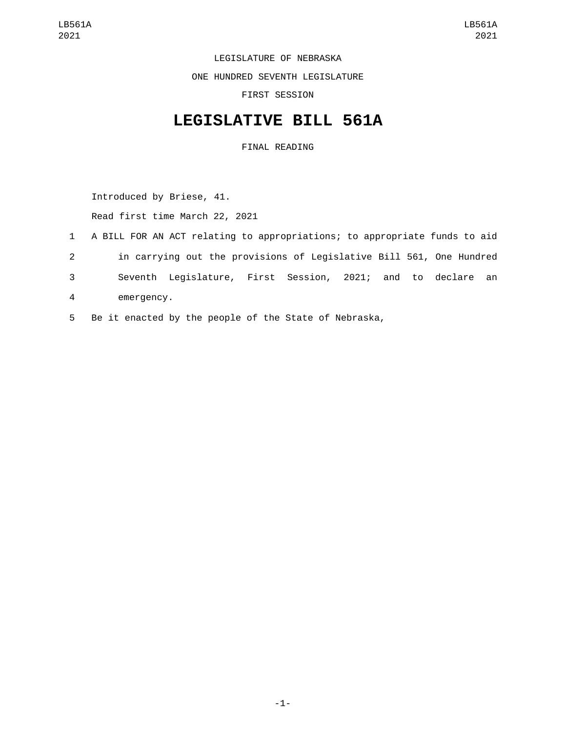LEGISLATURE OF NEBRASKA

ONE HUNDRED SEVENTH LEGISLATURE

FIRST SESSION

# LEGISLATIVE BILL 561A

FINAL READING

Introduced by Briese, 41.

Read first time March 22, 2021

A BILL FOR AN ACT relating to appropriations; to appropriate funds to aid in carrying out the provisions of Legislative Bill 561, One Hundred Seventh Legislature, First Session, 2021; and to declare an emergency.

Be it enacted by the people of the State of Nebraska,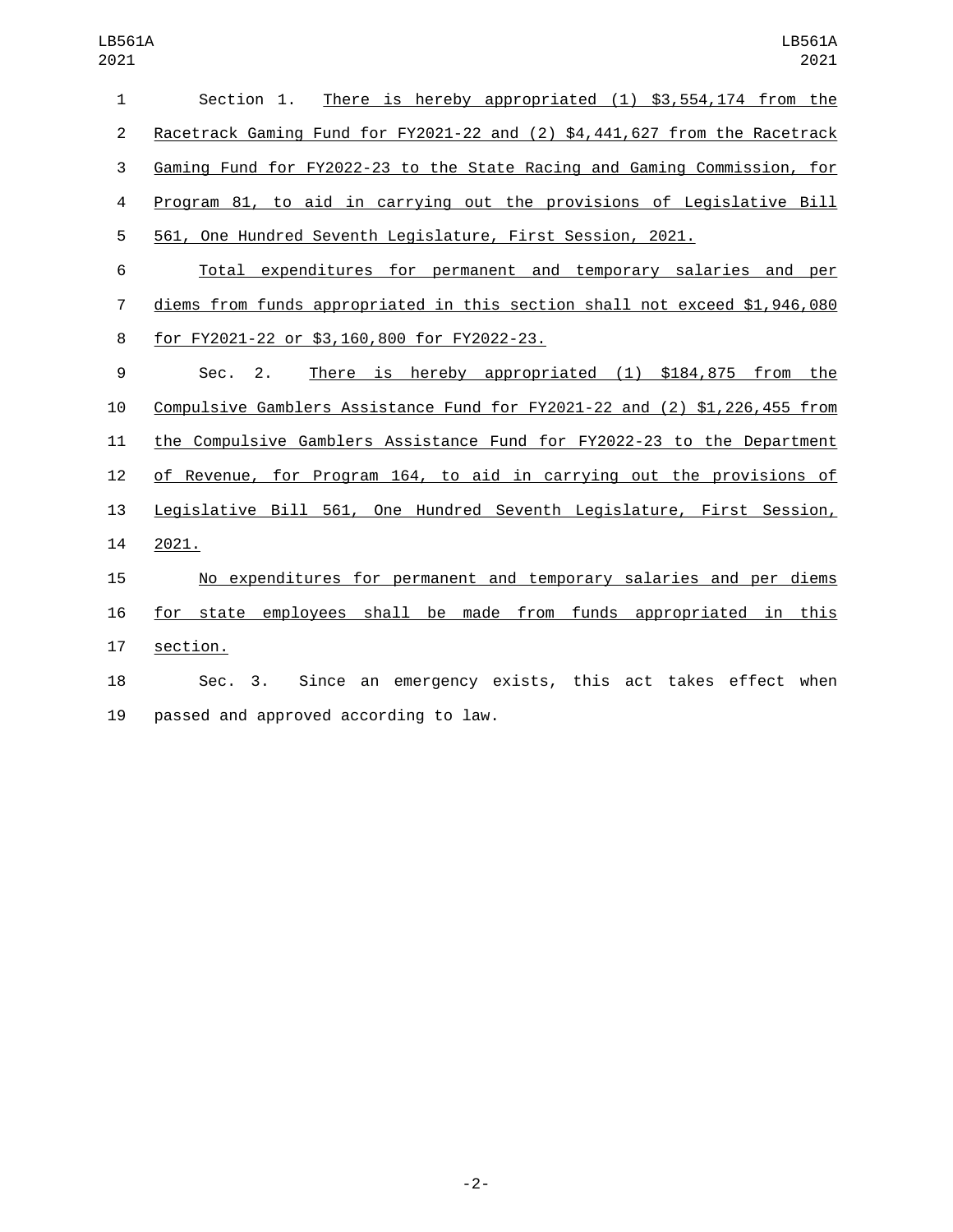Section 1. There is hereby appropriated (1) $3,554,174 from the Racetrack Gaming Fund for FY2021-22 and (2) $4,441,627 from the Racetrack Gaming Fund for FY2022-23 to the State Racing and Gaming Commission, for Program 81, to aid in carrying out the provisions of Legislative Bill 561, One Hundred Seventh Legislature, First Session, 2021.

Total expenditures for permanent and temporary salaries and per diems from funds appropriated in this section shall not exceed $1,946,080 for FY2021-22 or $3,160,800 for FY2022-23.

Sec. 2. There is hereby appropriated (1) $184,875 from the Compulsive Gamblers Assistance Fund for FY2021-22 and (2) $1,226,455 from the Compulsive Gamblers Assistance Fund for FY2022-23 to the Department of Revenue, for Program 164, to aid in carrying out the provisions of Legislative Bill 561, One Hundred Seventh Legislature, First Session, 2021.

No expenditures for permanent and temporary salaries and per diems for state employees shall be made from funds appropriated in this section.

Sec. 3. Since an emergency exists, this act takes effect when passed and approved according to law.